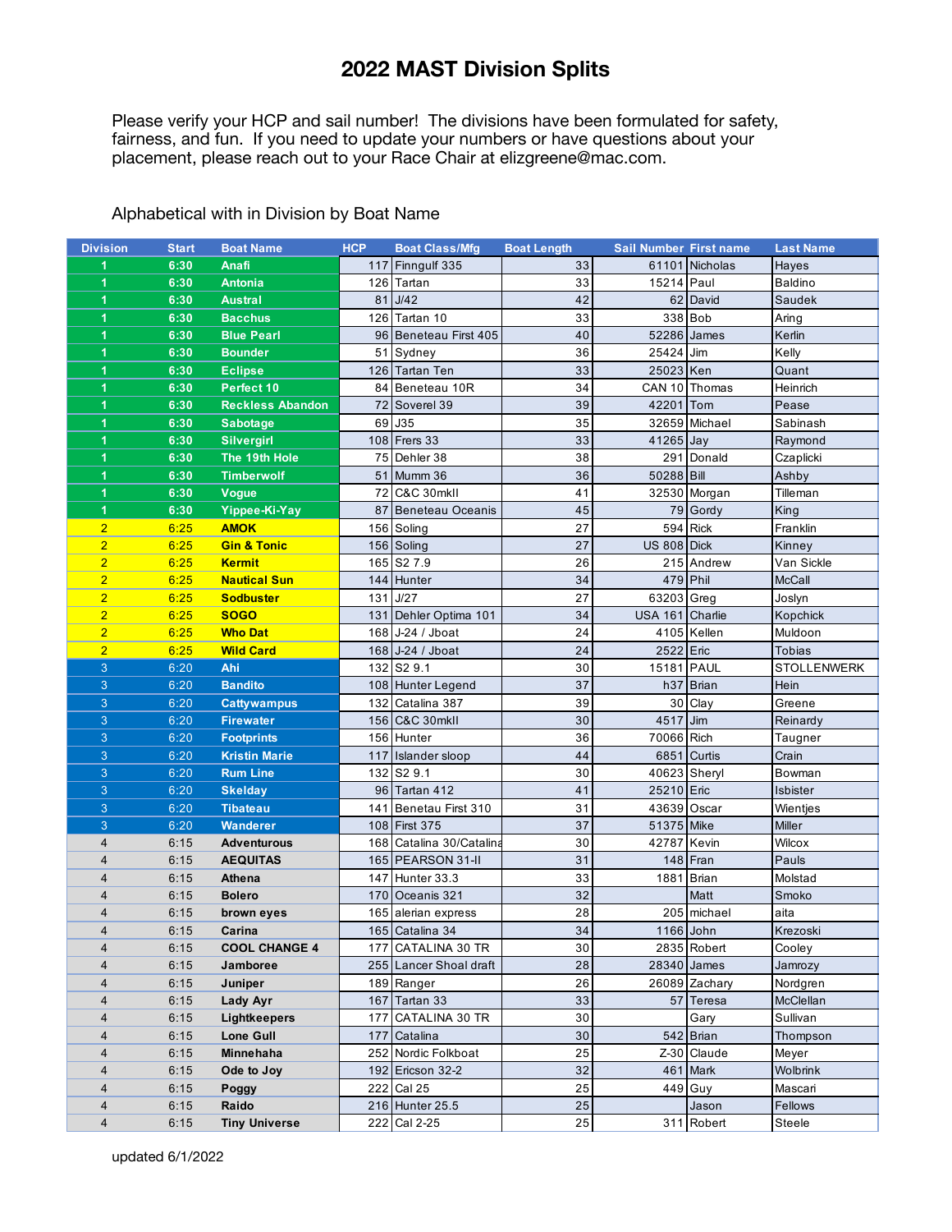# 2022 MAST Division Splits

Please verify your HCP and sail number! The divisions have been formulated for safety, fairness, and fun. If you need to update your numbers or have questions about your placement, please reach out to your Race Chair at elizgreene@mac.com.

Alphabetical with in Division by Boat Name

| Division | Start | Boat Name | HCP | Boat Class/Mfg | Boat Length | Sail Number | First name | Last Name |
|---|---|---|---|---|---|---|---|---|
| 1 | 6:30 | Anafi | 117 | Finngulf 335 | 33 | 61101 | Nicholas | Hayes |
| 1 | 6:30 | Antonia | 126 | Tartan | 33 | 15214 | Paul | Baldino |
| 1 | 6:30 | Austral | 81 | J/42 | 42 | 62 | David | Saudek |
| 1 | 6:30 | Bacchus | 126 | Tartan 10 | 33 | 338 | Bob | Aring |
| 1 | 6:30 | Blue Pearl | 96 | Beneteau First 405 | 40 | 52286 | James | Kerlin |
| 1 | 6:30 | Bounder | 51 | Sydney | 36 | 25424 | Jim | Kelly |
| 1 | 6:30 | Eclipse | 126 | Tartan Ten | 33 | 25023 | Ken | Quant |
| 1 | 6:30 | Perfect 10 | 84 | Beneteau 10R | 34 | CAN 10 | Thomas | Heinrich |
| 1 | 6:30 | Reckless Abandon | 72 | Soverel 39 | 39 | 42201 | Tom | Pease |
| 1 | 6:30 | Sabotage | 69 | J35 | 35 | 32659 | Michael | Sabinash |
| 1 | 6:30 | Silvergirl | 108 | Frers 33 | 33 | 41265 | Jay | Raymond |
| 1 | 6:30 | The 19th Hole | 75 | Dehler 38 | 38 | 291 | Donald | Czaplicki |
| 1 | 6:30 | Timberwolf | 51 | Mumm 36 | 36 | 50288 | Bill | Ashby |
| 1 | 6:30 | Vogue | 72 | C&C 30mkII | 41 | 32530 | Morgan | Tilleman |
| 1 | 6:30 | Yippee-Ki-Yay | 87 | Beneteau Oceanis | 45 | 79 | Gordy | King |
| 2 | 6:25 | AMOK | 156 | Soling | 27 | 594 | Rick | Franklin |
| 2 | 6:25 | Gin & Tonic | 156 | Soling | 27 | US 808 | Dick | Kinney |
| 2 | 6:25 | Kermit | 165 | S2 7.9 | 26 | 215 | Andrew | Van Sickle |
| 2 | 6:25 | Nautical Sun | 144 | Hunter | 34 | 479 | Phil | McCall |
| 2 | 6:25 | Sodbuster | 131 | J/27 | 27 | 63203 | Greg | Joslyn |
| 2 | 6:25 | SOGO | 131 | Dehler Optima 101 | 34 | USA 161 | Charlie | Kopchick |
| 2 | 6:25 | Who Dat | 168 | J-24 / Jboat | 24 | 4105 | Kellen | Muldoon |
| 2 | 6:25 | Wild Card | 168 | J-24 / Jboat | 24 | 2522 | Eric | Tobias |
| 3 | 6:20 | Ahi | 132 | S2 9.1 | 30 | 15181 | PAUL | STOLLENWERK |
| 3 | 6:20 | Bandito | 108 | Hunter Legend | 37 | h37 | Brian | Hein |
| 3 | 6:20 | Cattywampus | 132 | Catalina 387 | 39 | 30 | Clay | Greene |
| 3 | 6:20 | Firewater | 156 | C&C 30mkII | 30 | 4517 | Jim | Reinardy |
| 3 | 6:20 | Footprints | 156 | Hunter | 36 | 70066 | Rich | Taugner |
| 3 | 6:20 | Kristin Marie | 117 | Islander sloop | 44 | 6851 | Curtis | Crain |
| 3 | 6:20 | Rum Line | 132 | S2 9.1 | 30 | 40623 | Sheryl | Bowman |
| 3 | 6:20 | Skelday | 96 | Tartan 412 | 41 | 25210 | Eric | Isbister |
| 3 | 6:20 | Tibateau | 141 | Benetau First 310 | 31 | 43639 | Oscar | Wientjes |
| 3 | 6:20 | Wanderer | 108 | First 375 | 37 | 51375 | Mike | Miller |
| 4 | 6:15 | Adventurous | 168 | Catalina 30/Catalina | 30 | 42787 | Kevin | Wilcox |
| 4 | 6:15 | AEQUITAS | 165 | PEARSON 31-II | 31 | 148 | Fran | Pauls |
| 4 | 6:15 | Athena | 147 | Hunter 33.3 | 33 | 1881 | Brian | Molstad |
| 4 | 6:15 | Bolero | 170 | Oceanis 321 | 32 | | Matt | Smoko |
| 4 | 6:15 | brown eyes | 165 | alerian express | 28 | 205 | michael | aita |
| 4 | 6:15 | Carina | 165 | Catalina 34 | 34 | 1166 | John | Krezoski |
| 4 | 6:15 | COOL CHANGE 4 | 177 | CATALINA 30 TR | 30 | 2835 | Robert | Cooley |
| 4 | 6:15 | Jamboree | 255 | Lancer Shoal draft | 28 | 28340 | James | Jamrozy |
| 4 | 6:15 | Juniper | 189 | Ranger | 26 | 26089 | Zachary | Nordgren |
| 4 | 6:15 | Lady Ayr | 167 | Tartan 33 | 33 | 57 | Teresa | McClellan |
| 4 | 6:15 | Lightkeepers | 177 | CATALINA 30 TR | 30 | | Gary | Sullivan |
| 4 | 6:15 | Lone Gull | 177 | Catalina | 30 | 542 | Brian | Thompson |
| 4 | 6:15 | Minnehaha | 252 | Nordic Folkboat | 25 | Z-30 | Claude | Meyer |
| 4 | 6:15 | Ode to Joy | 192 | Ericson 32-2 | 32 | 461 | Mark | Wolbrink |
| 4 | 6:15 | Poggy | 222 | Cal 25 | 25 | 449 | Guy | Mascari |
| 4 | 6:15 | Raido | 216 | Hunter 25.5 | 25 | | Jason | Fellows |
| 4 | 6:15 | Tiny Universe | 222 | Cal 2-25 | 25 | 311 | Robert | Steele |

updated 6/1/2022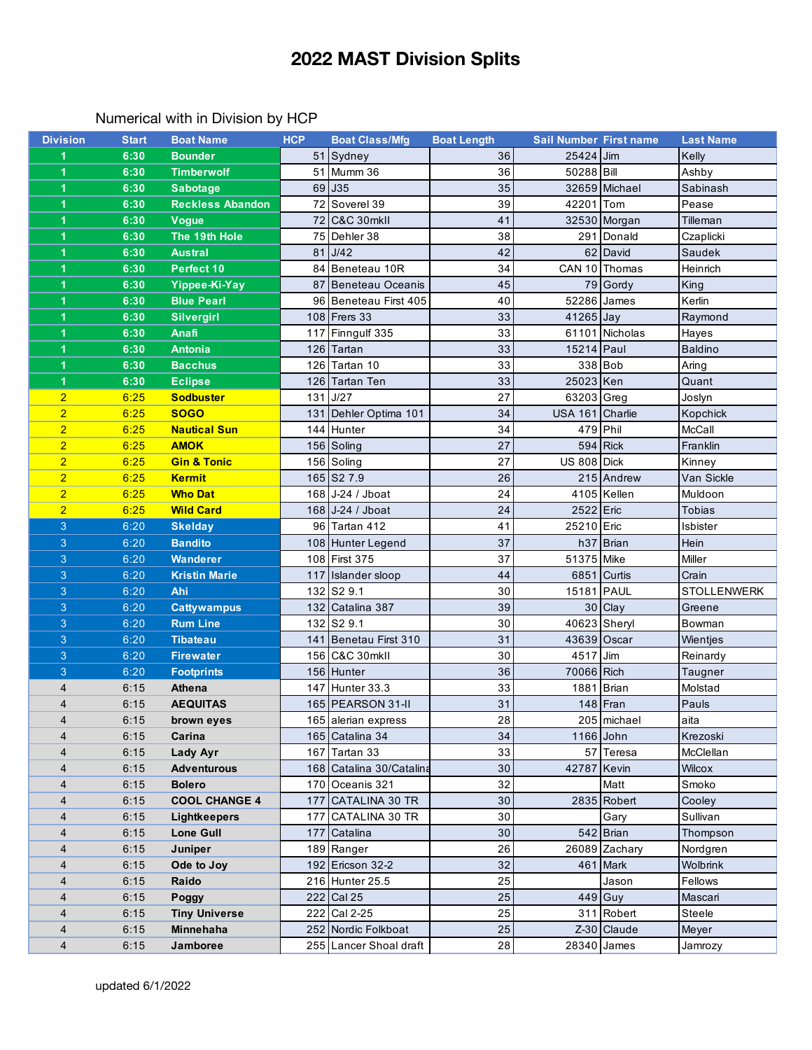# 2022 MAST Division Splits

Numerical with in Division by HCP

| Division | Start | Boat Name | HCP | Boat Class/Mfg | Boat Length | Sail Number | First name | Last Name |
|---|---|---|---|---|---|---|---|---|
| 1 | 6:30 | Bounder | 51 | Sydney | 36 | 25424 | Jim | Kelly |
| 1 | 6:30 | Timberwolf | 51 | Mumm 36 | 36 | 50288 | Bill | Ashby |
| 1 | 6:30 | Sabotage | 69 | J35 | 35 | 32659 | Michael | Sabinash |
| 1 | 6:30 | Reckless Abandon | 72 | Soverel 39 | 39 | 42201 | Tom | Pease |
| 1 | 6:30 | Vogue | 72 | C&C 30mkII | 41 | 32530 | Morgan | Tilleman |
| 1 | 6:30 | The 19th Hole | 75 | Dehler 38 | 38 | 291 | Donald | Czaplicki |
| 1 | 6:30 | Austral | 81 | J/42 | 42 | 62 | David | Saudek |
| 1 | 6:30 | Perfect 10 | 84 | Beneteau 10R | 34 | CAN 10 | Thomas | Heinrich |
| 1 | 6:30 | Yippee-Ki-Yay | 87 | Beneteau Oceanis | 45 | 79 | Gordy | King |
| 1 | 6:30 | Blue Pearl | 96 | Beneteau First 405 | 40 | 52286 | James | Kerlin |
| 1 | 6:30 | Silvergirl | 108 | Frers 33 | 33 | 41265 | Jay | Raymond |
| 1 | 6:30 | Anafi | 117 | Finngulf 335 | 33 | 61101 | Nicholas | Hayes |
| 1 | 6:30 | Antonia | 126 | Tartan | 33 | 15214 | Paul | Baldino |
| 1 | 6:30 | Bacchus | 126 | Tartan 10 | 33 | 338 | Bob | Aring |
| 1 | 6:30 | Eclipse | 126 | Tartan Ten | 33 | 25023 | Ken | Quant |
| 2 | 6:25 | Sodbuster | 131 | J/27 | 27 | 63203 | Greg | Joslyn |
| 2 | 6:25 | SOGO | 131 | Dehler Optima 101 | 34 | USA 161 | Charlie | Kopchick |
| 2 | 6:25 | Nautical Sun | 144 | Hunter | 34 | 479 | Phil | McCall |
| 2 | 6:25 | AMOK | 156 | Soling | 27 | 594 | Rick | Franklin |
| 2 | 6:25 | Gin & Tonic | 156 | Soling | 27 | US 808 | Dick | Kinney |
| 2 | 6:25 | Kermit | 165 | S2 7.9 | 26 | 215 | Andrew | Van Sickle |
| 2 | 6:25 | Who Dat | 168 | J-24 / Jboat | 24 | 4105 | Kellen | Muldoon |
| 2 | 6:25 | Wild Card | 168 | J-24 / Jboat | 24 | 2522 | Eric | Tobias |
| 3 | 6:20 | Skelday | 96 | Tartan 412 | 41 | 25210 | Eric | Isbister |
| 3 | 6:20 | Bandito | 108 | Hunter Legend | 37 | h37 | Brian | Hein |
| 3 | 6:20 | Wanderer | 108 | First 375 | 37 | 51375 | Mike | Miller |
| 3 | 6:20 | Kristin Marie | 117 | Islander sloop | 44 | 6851 | Curtis | Crain |
| 3 | 6:20 | Ahi | 132 | S2 9.1 | 30 | 15181 | PAUL | STOLLENWERK |
| 3 | 6:20 | Cattywampus | 132 | Catalina 387 | 39 | 30 | Clay | Greene |
| 3 | 6:20 | Rum Line | 132 | S2 9.1 | 30 | 40623 | Sheryl | Bowman |
| 3 | 6:20 | Tibateau | 141 | Benetau First 310 | 31 | 43639 | Oscar | Wientjes |
| 3 | 6:20 | Firewater | 156 | C&C 30mkII | 30 | 4517 | Jim | Reinardy |
| 3 | 6:20 | Footprints | 156 | Hunter | 36 | 70066 | Rich | Taugner |
| 4 | 6:15 | Athena | 147 | Hunter 33.3 | 33 | 1881 | Brian | Molstad |
| 4 | 6:15 | AEQUITAS | 165 | PEARSON 31-II | 31 | 148 | Fran | Pauls |
| 4 | 6:15 | brown eyes | 165 | alerian express | 28 | 205 | michael | aita |
| 4 | 6:15 | Carina | 165 | Catalina 34 | 34 | 1166 | John | Krezoski |
| 4 | 6:15 | Lady Ayr | 167 | Tartan 33 | 33 | 57 | Teresa | McClellan |
| 4 | 6:15 | Adventurous | 168 | Catalina 30/Catalina | 30 | 42787 | Kevin | Wilcox |
| 4 | 6:15 | Bolero | 170 | Oceanis 321 | 32 | | Matt | Smoko |
| 4 | 6:15 | COOL CHANGE 4 | 177 | CATALINA 30 TR | 30 | 2835 | Robert | Cooley |
| 4 | 6:15 | Lightkeepers | 177 | CATALINA 30 TR | 30 | | Gary | Sullivan |
| 4 | 6:15 | Lone Gull | 177 | Catalina | 30 | 542 | Brian | Thompson |
| 4 | 6:15 | Juniper | 189 | Ranger | 26 | 26089 | Zachary | Nordgren |
| 4 | 6:15 | Ode to Joy | 192 | Ericson 32-2 | 32 | 461 | Mark | Wolbrink |
| 4 | 6:15 | Raido | 216 | Hunter 25.5 | 25 | | Jason | Fellows |
| 4 | 6:15 | Poggy | 222 | Cal 25 | 25 | 449 | Guy | Mascari |
| 4 | 6:15 | Tiny Universe | 222 | Cal 2-25 | 25 | 311 | Robert | Steele |
| 4 | 6:15 | Minnehaha | 252 | Nordic Folkboat | 25 | Z-30 | Claude | Meyer |
| 4 | 6:15 | Jamboree | 255 | Lancer Shoal draft | 28 | 28340 | James | Jamrozy |

updated 6/1/2022